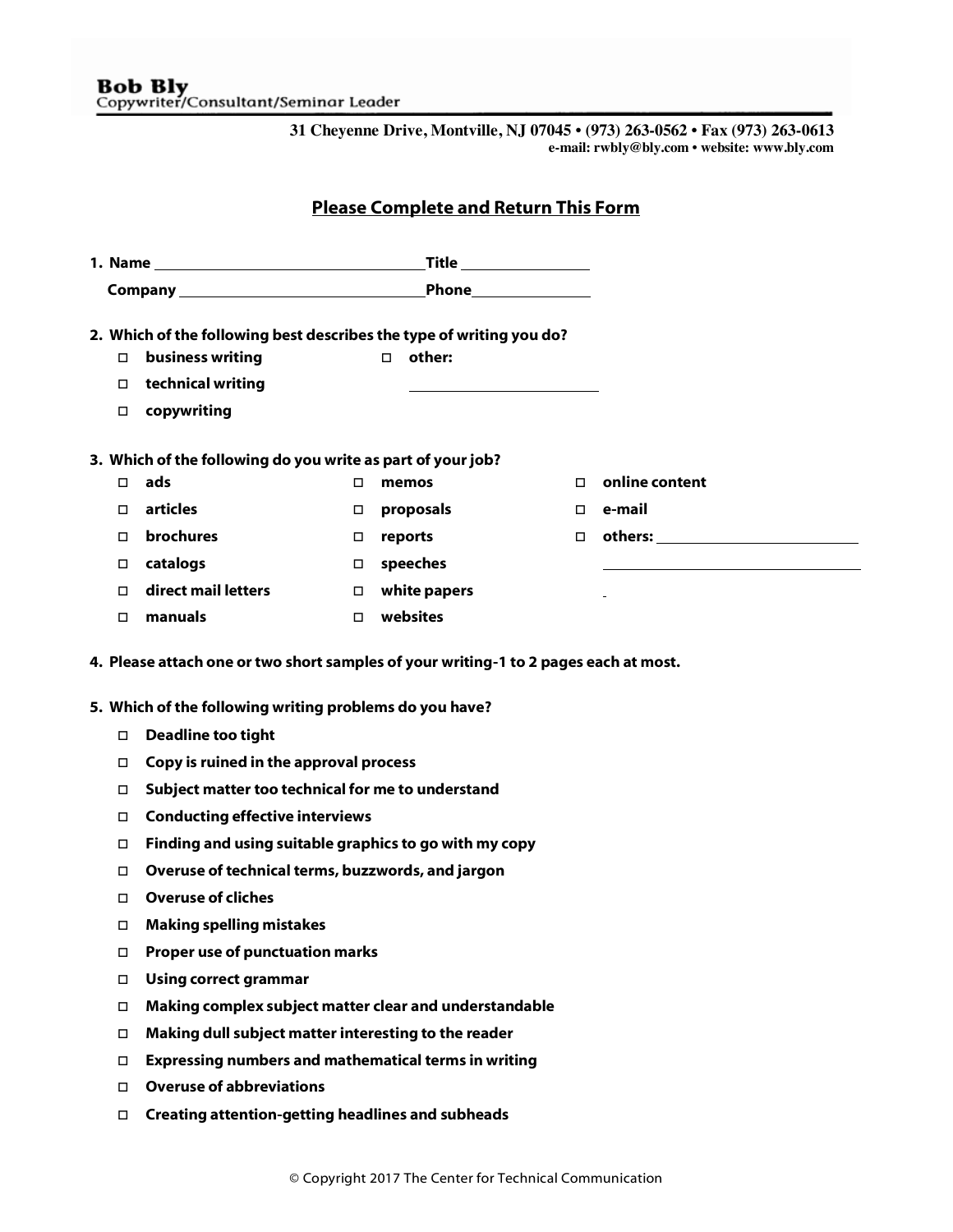**Bob Bly**
Copywriter/Consultant/Seminar Leader

**31 Cheyenne Drive, Montville, NJ 07045 • (973) 263-0562 • Fax (973) 263-0613**
**e-mail: rwbly@bly.com • website: www.bly.com**

## Please Complete and Return This Form

**1. Name** ________________________ **Title** ______________

**Company** ________________________ **Phone** ______________

**2. Which of the following best describes the type of writing you do?**

- ☐ **business writing**
- ☐ **technical writing**
- ☐ **copywriting**
- ☐ **other:** ______________

**3. Which of the following do you write as part of your job?**

- ☐ **ads**
- ☐ **articles**
- ☐ **brochures**
- ☐ **catalogs**
- ☐ **direct mail letters**
- ☐ **manuals**
- ☐ **memos**
- ☐ **proposals**
- ☐ **reports**
- ☐ **speeches**
- ☐ **white papers**
- ☐ **websites**
- ☐ **online content**
- ☐ **e-mail**
- ☐ **others:** ______________

**4. Please attach one or two short samples of your writing-1 to 2 pages each at most.**

**5. Which of the following writing problems do you have?**

- ☐ **Deadline too tight**
- ☐ **Copy is ruined in the approval process**
- ☐ **Subject matter too technical for me to understand**
- ☐ **Conducting effective interviews**
- ☐ **Finding and using suitable graphics to go with my copy**
- ☐ **Overuse of technical terms, buzzwords, and jargon**
- ☐ **Overuse of cliches**
- ☐ **Making spelling mistakes**
- ☐ **Proper use of punctuation marks**
- ☐ **Using correct grammar**
- ☐ **Making complex subject matter clear and understandable**
- ☐ **Making dull subject matter interesting to the reader**
- ☐ **Expressing numbers and mathematical terms in writing**
- ☐ **Overuse of abbreviations**
- ☐ **Creating attention-getting headlines and subheads**

© Copyright 2017 The Center for Technical Communication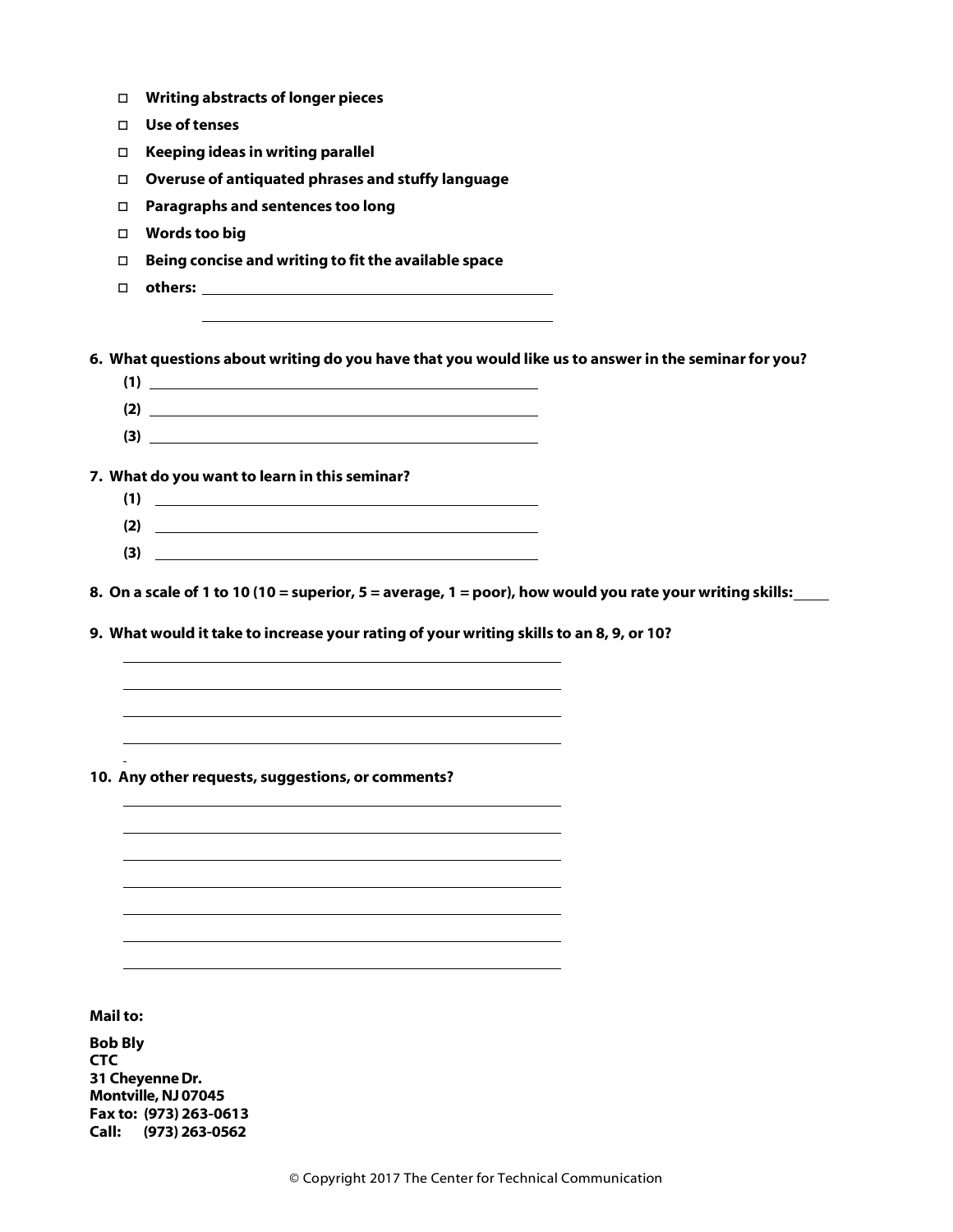- ☐ **Writing abstracts of longer pieces**
- ☐ **Use of tenses**
- ☐ **Keeping ideas in writing parallel**
- ☐ **Overuse of antiquated phrases and stuffy language**
- ☐ **Paragraphs and sentences too long**
- ☐ **Words too big**
- ☐ **Being concise and writing to fit the available space**
- ☐ **others:** ____________________________________________

  ____________________________________________

**6. What questions about writing do you have that you would like us to answer in the seminar for you?**

**(1)** ____________________________________________

**(2)** ____________________________________________

**(3)** ____________________________________________

**7. What do you want to learn in this seminar?**

**(1)** ____________________________________________

**(2)** ____________________________________________

**(3)** ____________________________________________

**8. On a scale of 1 to 10 (10 = superior, 5 = average, 1 = poor), how would you rate your writing skills:** _____

**9. What would it take to increase your rating of your writing skills to an 8, 9, or 10?**

____________________________________________

____________________________________________

____________________________________________

____________________________________________

**10. Any other requests, suggestions, or comments?**

____________________________________________

____________________________________________

____________________________________________

____________________________________________

____________________________________________

____________________________________________

____________________________________________

**Mail to:**

**Bob Bly**
**CTC**
**31 Cheyenne Dr.**
**Montville, NJ 07045**
**Fax to: (973) 263-0613**
**Call: (973) 263-0562**

© Copyright 2017 The Center for Technical Communication